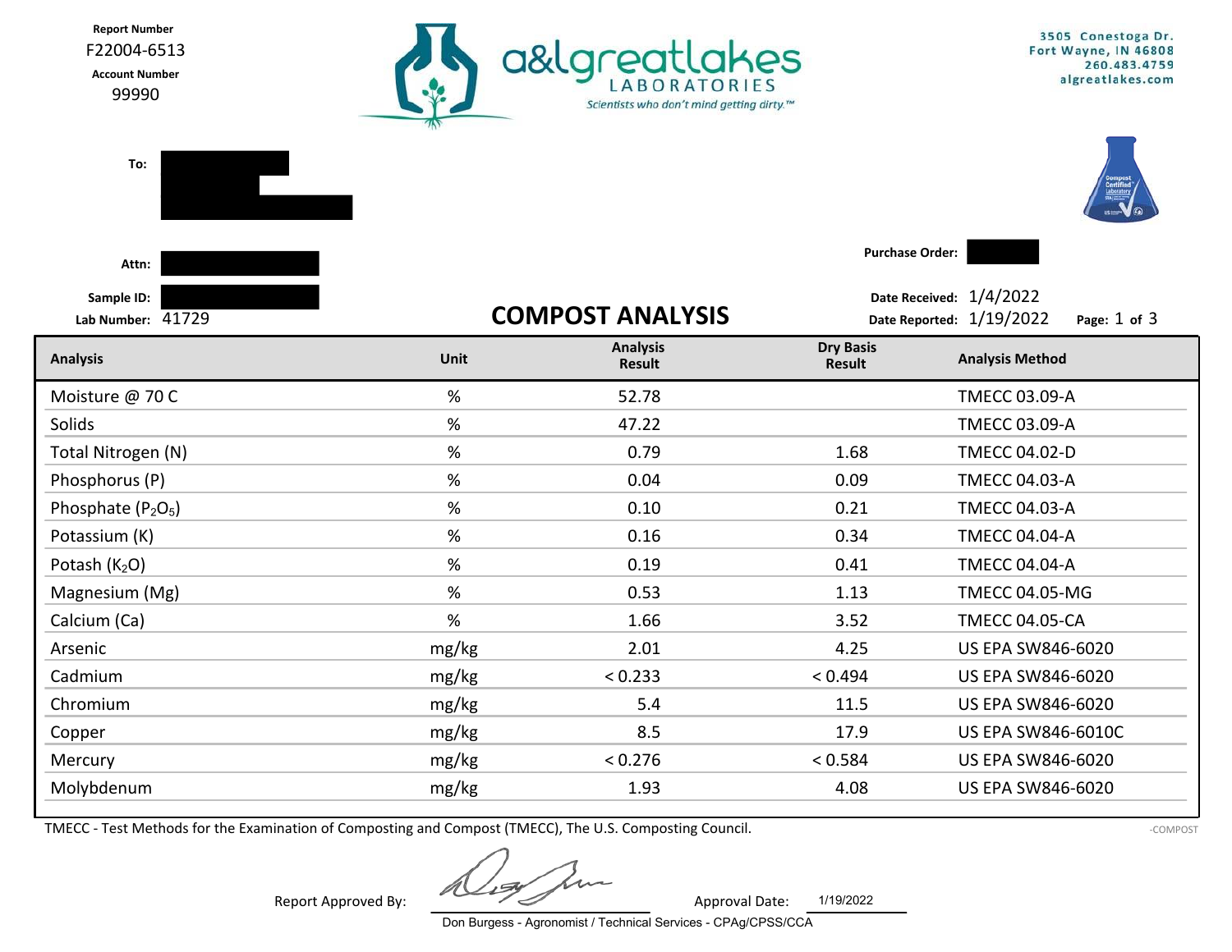**Report Number**
F22004-6513

**Account Number**
99990

a&l great lakes LABORATORIES
*Scientists who don't mind getting dirty.™*

3505 Conestoga Dr.
Fort Wayne, IN 46808
260.483.4759
algreatlakes.com

**To:**

**Attn:**

**Purchase Order:**

**Sample ID:**

**Lab Number:** 41729

**Date Received:** 1/4/2022
**Date Reported:** 1/19/2022

# COMPOST ANALYSIS

| Analysis | Unit | Analysis Result | Dry Basis Result | Analysis Method |
|---|---|---|---|---|
| Moisture @ 70 C | % | 52.78 | | TMECC 03.09-A |
| Solids | % | 47.22 | | TMECC 03.09-A |
| Total Nitrogen (N) | % | 0.79 | 1.68 | TMECC 04.02-D |
| Phosphorus (P) | % | 0.04 | 0.09 | TMECC 04.03-A |
| Phosphate ($P_2O_5$) | % | 0.10 | 0.21 | TMECC 04.03-A |
| Potassium (K) | % | 0.16 | 0.34 | TMECC 04.04-A |
| Potash ($K_2O$) | % | 0.19 | 0.41 | TMECC 04.04-A |
| Magnesium (Mg) | % | 0.53 | 1.13 | TMECC 04.05-MG |
| Calcium (Ca) | % | 1.66 | 3.52 | TMECC 04.05-CA |
| Arsenic | mg/kg | 2.01 | 4.25 | US EPA SW846-6020 |
| Cadmium | mg/kg | < 0.233 | < 0.494 | US EPA SW846-6020 |
| Chromium | mg/kg | 5.4 | 11.5 | US EPA SW846-6020 |
| Copper | mg/kg | 8.5 | 17.9 | US EPA SW846-6010C |
| Mercury | mg/kg | < 0.276 | < 0.584 | US EPA SW846-6020 |
| Molybdenum | mg/kg | 1.93 | 4.08 | US EPA SW846-6020 |

TMECC - Test Methods for the Examination of Composting and Compost (TMECC), The U.S. Composting Council.

-COMPOST

Report Approved By: ____________ Approval Date: 1/19/2022

Don Burgess - Agronomist / Technical Services - CPAg/CPSS/CCA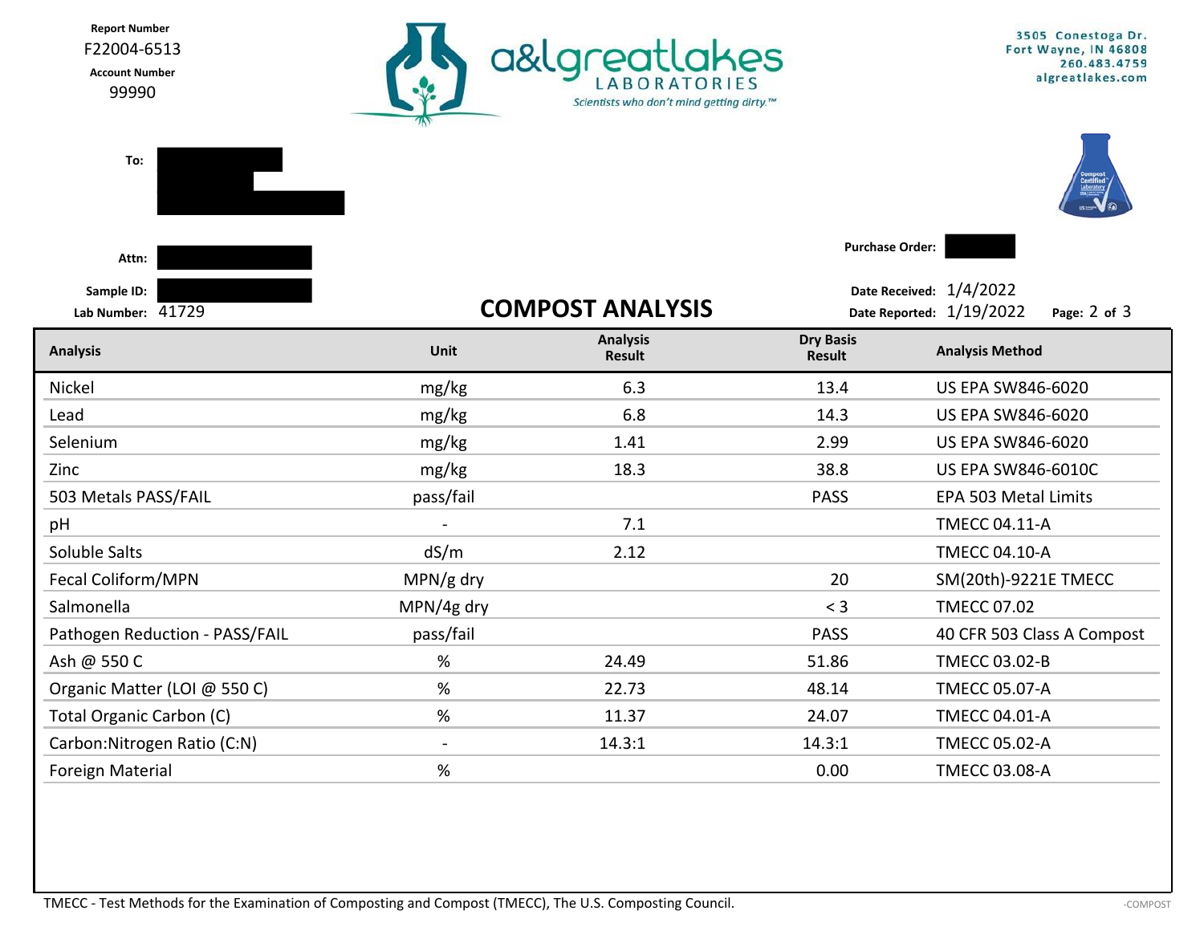**Report Number**
F22004-6513
**Account Number**
99990

a&l great lakes LABORATORIES
*Scientists who don't mind getting dirty.™*

3505 Conestoga Dr.
Fort Wayne, IN 46808
260.483.4759
algreatlakes.com

**To:**

**Attn:**

**Purchase Order:**

**Sample ID:**

**Lab Number:** 41729

# COMPOST ANALYSIS

**Date Received:** 1/4/2022
**Date Reported:** 1/19/2022

| Analysis | Unit | Analysis Result | Dry Basis Result | Analysis Method |
|---|---|---|---|---|
| Nickel | mg/kg | 6.3 | 13.4 | US EPA SW846-6020 |
| Lead | mg/kg | 6.8 | 14.3 | US EPA SW846-6020 |
| Selenium | mg/kg | 1.41 | 2.99 | US EPA SW846-6020 |
| Zinc | mg/kg | 18.3 | 38.8 | US EPA SW846-6010C |
| 503 Metals PASS/FAIL | pass/fail | | PASS | EPA 503 Metal Limits |
| pH | - | 7.1 | | TMECC 04.11-A |
| Soluble Salts | dS/m | 2.12 | | TMECC 04.10-A |
| Fecal Coliform/MPN | MPN/g dry | | 20 | SM(20th)-9221E TMECC |
| Salmonella | MPN/4g dry | | < 3 | TMECC 07.02 |
| Pathogen Reduction - PASS/FAIL | pass/fail | | PASS | 40 CFR 503 Class A Compost |
| Ash @ 550 C | % | 24.49 | 51.86 | TMECC 03.02-B |
| Organic Matter (LOI @ 550 C) | % | 22.73 | 48.14 | TMECC 05.07-A |
| Total Organic Carbon (C) | % | 11.37 | 24.07 | TMECC 04.01-A |
| Carbon:Nitrogen Ratio (C:N) | - | 14.3:1 | 14.3:1 | TMECC 05.02-A |
| Foreign Material | % | | 0.00 | TMECC 03.08-A |

TMECC - Test Methods for the Examination of Composting and Compost (TMECC), The U.S. Composting Council.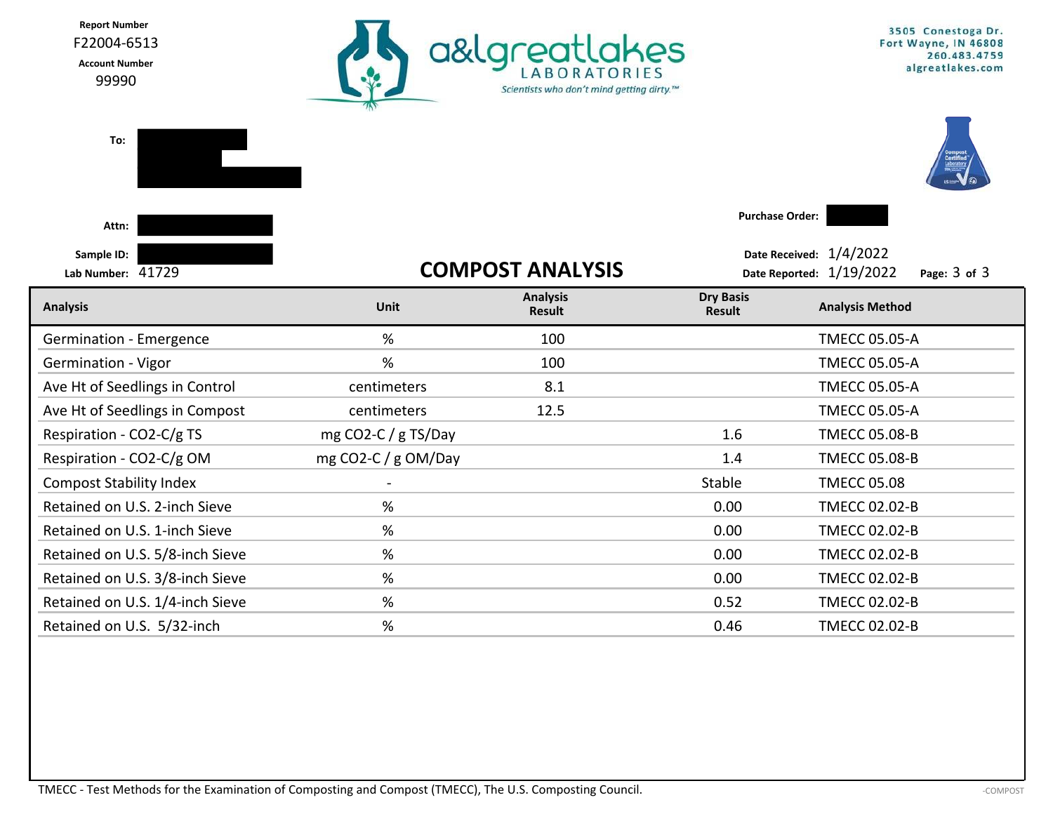**Report Number**
F22004-6513
**Account Number**
99990

a&l great lakes LABORATORIES
*Scientists who don't mind getting dirty.™*

3505 Conestoga Dr.
Fort Wayne, IN 46808
260.483.4759
algreatlakes.com

**To:**

**Attn:**

**Purchase Order:**

**Sample ID:**

**Lab Number:** 41729

# COMPOST ANALYSIS

**Date Received:** 1/4/2022
**Date Reported:** 1/19/2022

| Analysis | Unit | Analysis Result | Dry Basis Result | Analysis Method |
|---|---|---|---|---|
| Germination - Emergence | % | 100 | | TMECC 05.05-A |
| Germination - Vigor | % | 100 | | TMECC 05.05-A |
| Ave Ht of Seedlings in Control | centimeters | 8.1 | | TMECC 05.05-A |
| Ave Ht of Seedlings in Compost | centimeters | 12.5 | | TMECC 05.05-A |
| Respiration - CO2-C/g TS | mg CO2-C / g TS/Day | | 1.6 | TMECC 05.08-B |
| Respiration - CO2-C/g OM | mg CO2-C / g OM/Day | | 1.4 | TMECC 05.08-B |
| Compost Stability Index | - | | Stable | TMECC 05.08 |
| Retained on U.S. 2-inch Sieve | % | | 0.00 | TMECC 02.02-B |
| Retained on U.S. 1-inch Sieve | % | | 0.00 | TMECC 02.02-B |
| Retained on U.S. 5/8-inch Sieve | % | | 0.00 | TMECC 02.02-B |
| Retained on U.S. 3/8-inch Sieve | % | | 0.00 | TMECC 02.02-B |
| Retained on U.S. 1/4-inch Sieve | % | | 0.52 | TMECC 02.02-B |
| Retained on U.S. 5/32-inch | % | | 0.46 | TMECC 02.02-B |

TMECC - Test Methods for the Examination of Composting and Compost (TMECC), The U.S. Composting Council.